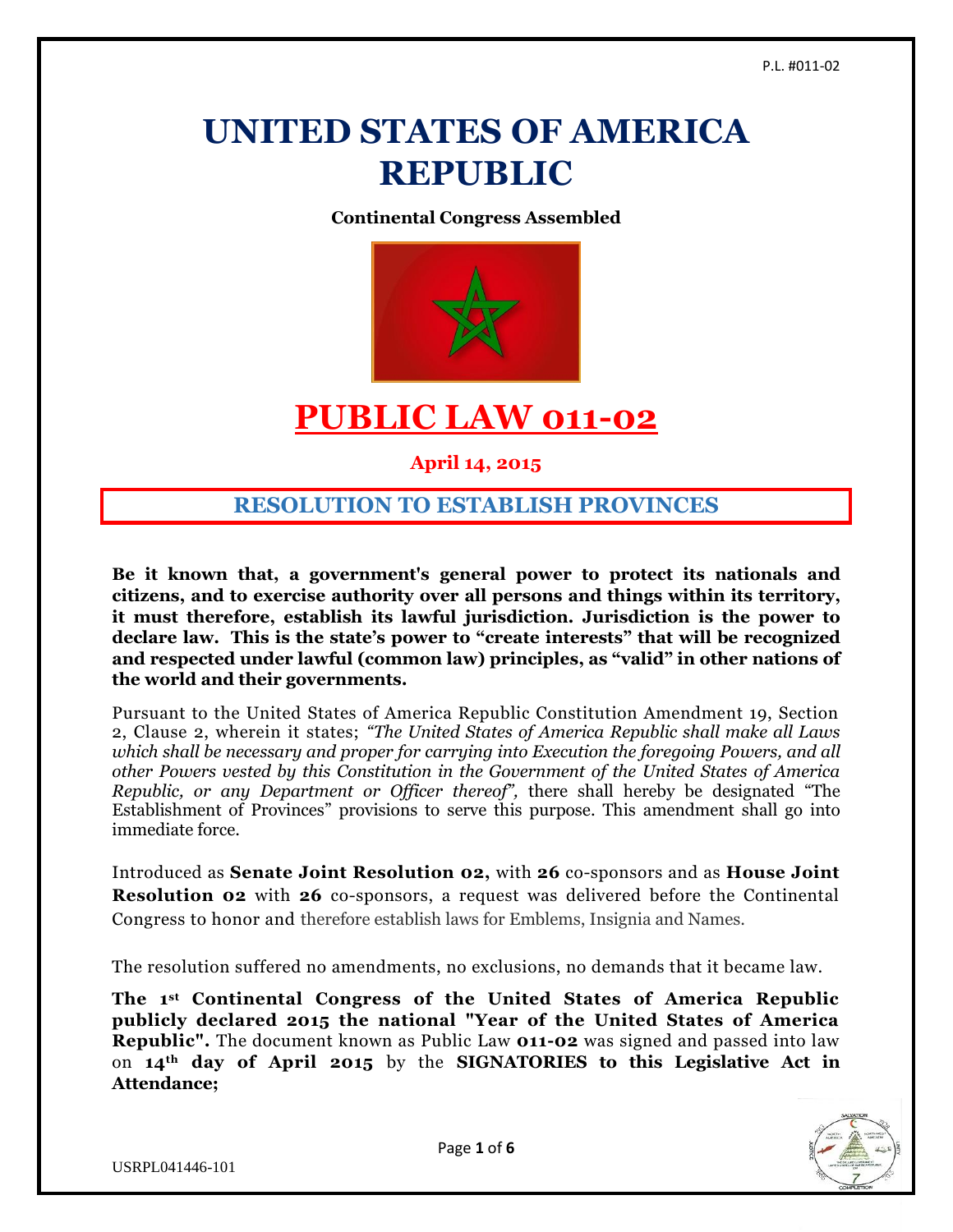# UNITED STATES OF AMERICA REPUBLIC

**Continental Congress Assembled**

# PUBLIC LAW 011-02

**April 14, 2015**

## RESOLUTION TO ESTABLISH PROVINCES

**Be it known that, a government's general power to protect its nationals and citizens, and to exercise authority over all persons and things within its territory, it must therefore, establish its lawful jurisdiction. Jurisdiction is the power to declare law. This is the state's power to "create interests" that will be recognized and respected under lawful (common law) principles, as "valid" in other nations of the world and their governments.**

Pursuant to the United States of America Republic Constitution Amendment 19, Section 2, Clause 2, wherein it states; *"The United States of America Republic shall make all Laws which shall be necessary and proper for carrying into Execution the foregoing Powers, and all other Powers vested by this Constitution in the Government of the United States of America Republic, or any Department or Officer thereof",* there shall hereby be designated "The Establishment of Provinces" provisions to serve this purpose. This amendment shall go into immediate force.

Introduced as **Senate Joint Resolution 02,** with **26** co-sponsors and as **House Joint Resolution 02** with **26** co-sponsors, a request was delivered before the Continental Congress to honor and therefore establish laws for Emblems, Insignia and Names.

The resolution suffered no amendments, no exclusions, no demands that it became law.

**The 1st Continental Congress of the United States of America Republic publicly declared 2015 the national "Year of the United States of America Republic".** The document known as Public Law **011-02** was signed and passed into law on **14th day of April 2015** by the **SIGNATORIES to this Legislative Act in Attendance;**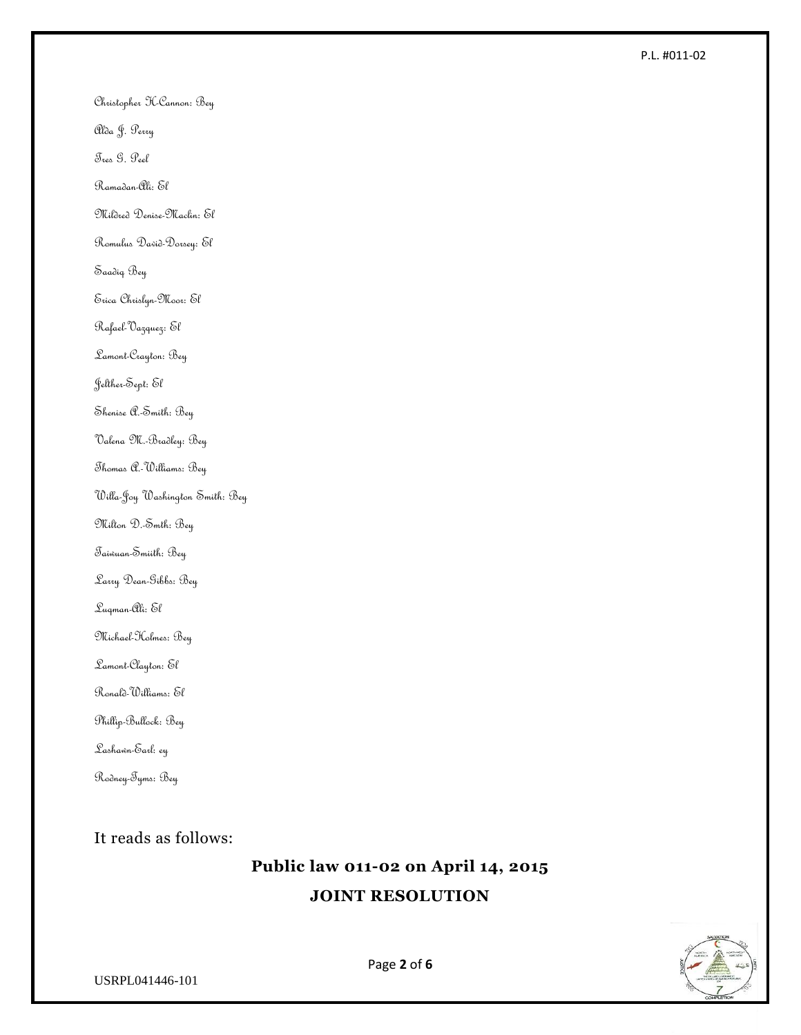Christopher H-Cannon: Bey

Alda J. Perry

Tres G. Peel

Ramadan-Ali: El

Mildred Denise-Maclin: El

Romulus David-Dorsey: El

Saadiq Bey

Erica Chrislyn-Moor: El

Rafael-Vazquez: El

Lamont-Crayton: Bey

Jelther-Sept: El

Shenise A.-Smith: Bey

Valena M.-Bradley: Bey

Thomas A.-Williams: Bey

Willa-Joy Washington Smith: Bey

Milton D.-Smth: Bey

Taiwuan-Smiith: Bey

Larry Dean-Gibbs: Bey

Luqman-Ali: El

Michael-Holmes: Bey

Lamont-Clayton: El

Ronald-Williams: El

Phillip-Bullock: Bey

Lashawn-Earl: ey

Rodney-Tyms: Bey

It reads as follows:

## Public law 011-02 on April 14, 2015

## JOINT RESOLUTION

USRPL041446-101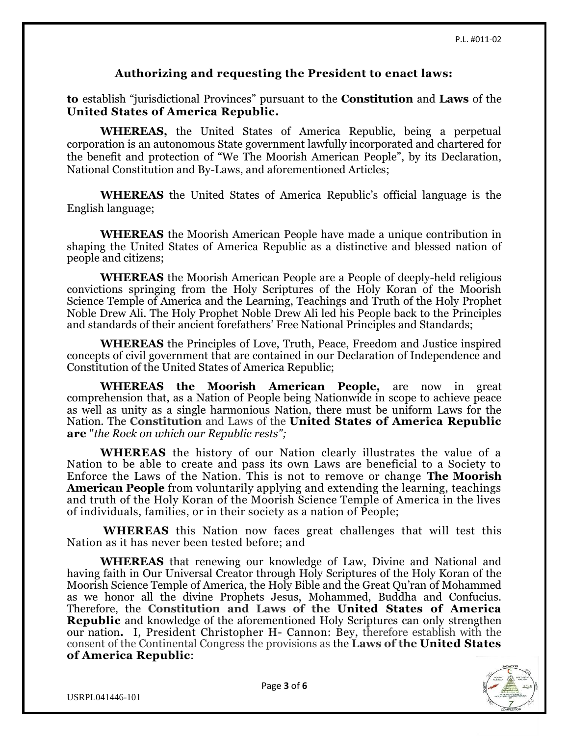## Authorizing and requesting the President to enact laws:

**to** establish "jurisdictional Provinces" pursuant to the **Constitution** and **Laws** of the **United States of America Republic.**

**WHEREAS,** the United States of America Republic, being a perpetual corporation is an autonomous State government lawfully incorporated and chartered for the benefit and protection of "We The Moorish American People", by its Declaration, National Constitution and By-Laws, and aforementioned Articles;

**WHEREAS** the United States of America Republic's official language is the English language;

**WHEREAS** the Moorish American People have made a unique contribution in shaping the United States of America Republic as a distinctive and blessed nation of people and citizens;

**WHEREAS** the Moorish American People are a People of deeply-held religious convictions springing from the Holy Scriptures of the Holy Koran of the Moorish Science Temple of America and the Learning, Teachings and Truth of the Holy Prophet Noble Drew Ali. The Holy Prophet Noble Drew Ali led his People back to the Principles and standards of their ancient forefathers' Free National Principles and Standards;

**WHEREAS** the Principles of Love, Truth, Peace, Freedom and Justice inspired concepts of civil government that are contained in our Declaration of Independence and Constitution of the United States of America Republic;

**WHEREAS the Moorish American People,** are now in great comprehension that, as a Nation of People being Nationwide in scope to achieve peace as well as unity as a single harmonious Nation, there must be uniform Laws for the Nation. The **Constitution** and Laws of the **United States of America Republic are** "*the Rock on which our Republic rests";*

**WHEREAS** the history of our Nation clearly illustrates the value of a Nation to be able to create and pass its own Laws are beneficial to a Society to Enforce the Laws of the Nation. This is not to remove or change **The Moorish American People** from voluntarily applying and extending the learning, teachings and truth of the Holy Koran of the Moorish Science Temple of America in the lives of individuals, families, or in their society as a nation of People;

**WHEREAS** this Nation now faces great challenges that will test this Nation as it has never been tested before; and

**WHEREAS** that renewing our knowledge of Law, Divine and National and having faith in Our Universal Creator through Holy Scriptures of the Holy Koran of the Moorish Science Temple of America, the Holy Bible and the Great Qu'ran of Mohammed as we honor all the divine Prophets Jesus, Mohammed, Buddha and Confucius. Therefore, the **Constitution and Laws of the United States of America Republic** and knowledge of the aforementioned Holy Scriptures can only strengthen our nation**.** I, President Christopher H- Cannon: Bey, therefore establish with the consent of the Continental Congress the provisions as the **Laws of the United States of America Republic**: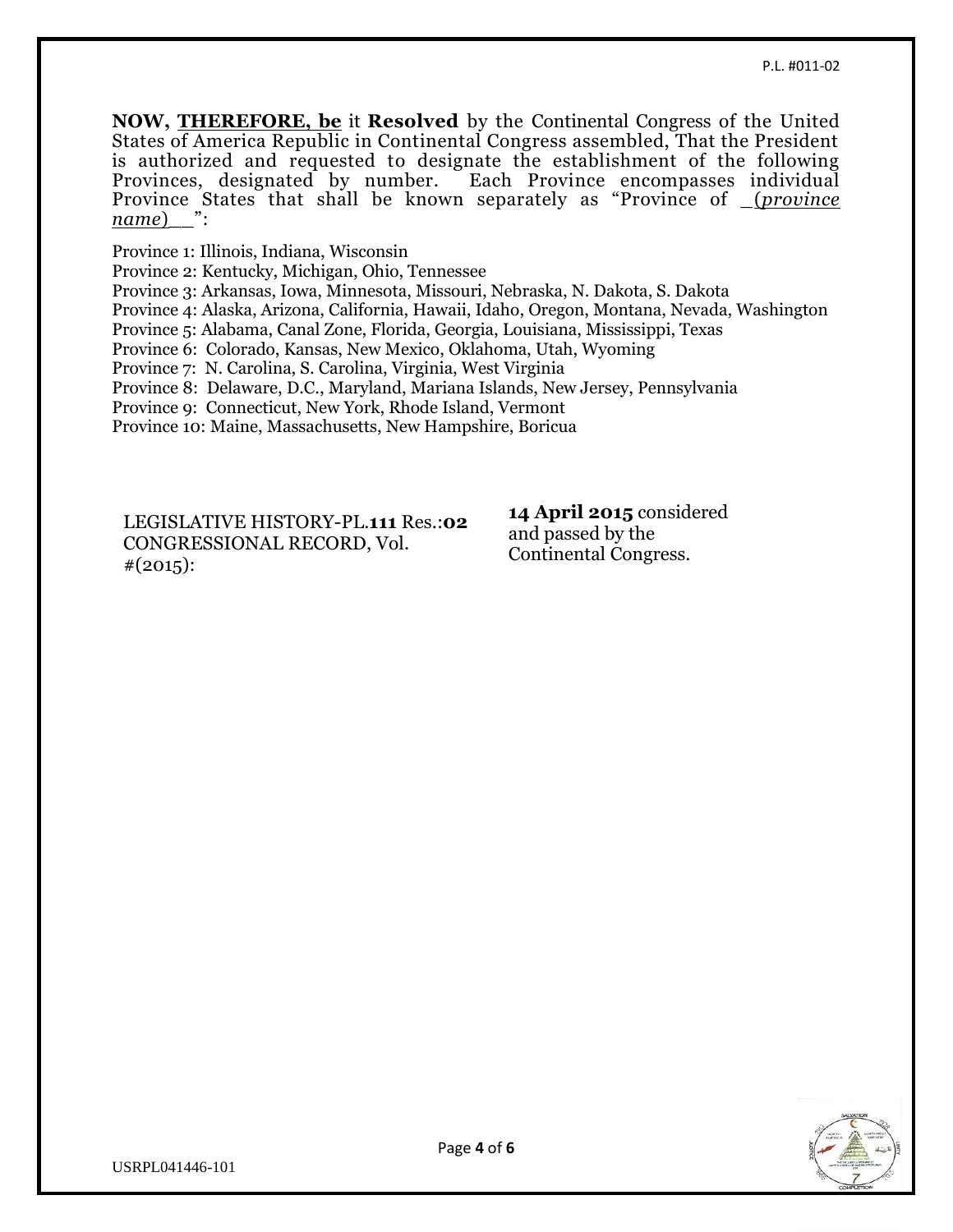**NOW, THEREFORE, be** it **Resolved** by the Continental Congress of the United States of America Republic in Continental Congress assembled, That the President is authorized and requested to designate the establishment of the following Provinces, designated by number. Each Province encompasses individual Province States that shall be known separately as "Province of _(*province name*)__":

Province 1: Illinois, Indiana, Wisconsin
Province 2: Kentucky, Michigan, Ohio, Tennessee
Province 3: Arkansas, Iowa, Minnesota, Missouri, Nebraska, N. Dakota, S. Dakota
Province 4: Alaska, Arizona, California, Hawaii, Idaho, Oregon, Montana, Nevada, Washington
Province 5: Alabama, Canal Zone, Florida, Georgia, Louisiana, Mississippi, Texas
Province 6: Colorado, Kansas, New Mexico, Oklahoma, Utah, Wyoming
Province 7: N. Carolina, S. Carolina, Virginia, West Virginia
Province 8: Delaware, D.C., Maryland, Mariana Islands, New Jersey, Pennsylvania
Province 9: Connecticut, New York, Rhode Island, Vermont
Province 10: Maine, Massachusetts, New Hampshire, Boricua

LEGISLATIVE HISTORY-PL.**111** Res.:**02**
CONGRESSIONAL RECORD, Vol. #(2015):

**14 April 2015** considered and passed by the Continental Congress.

USRPL041446-101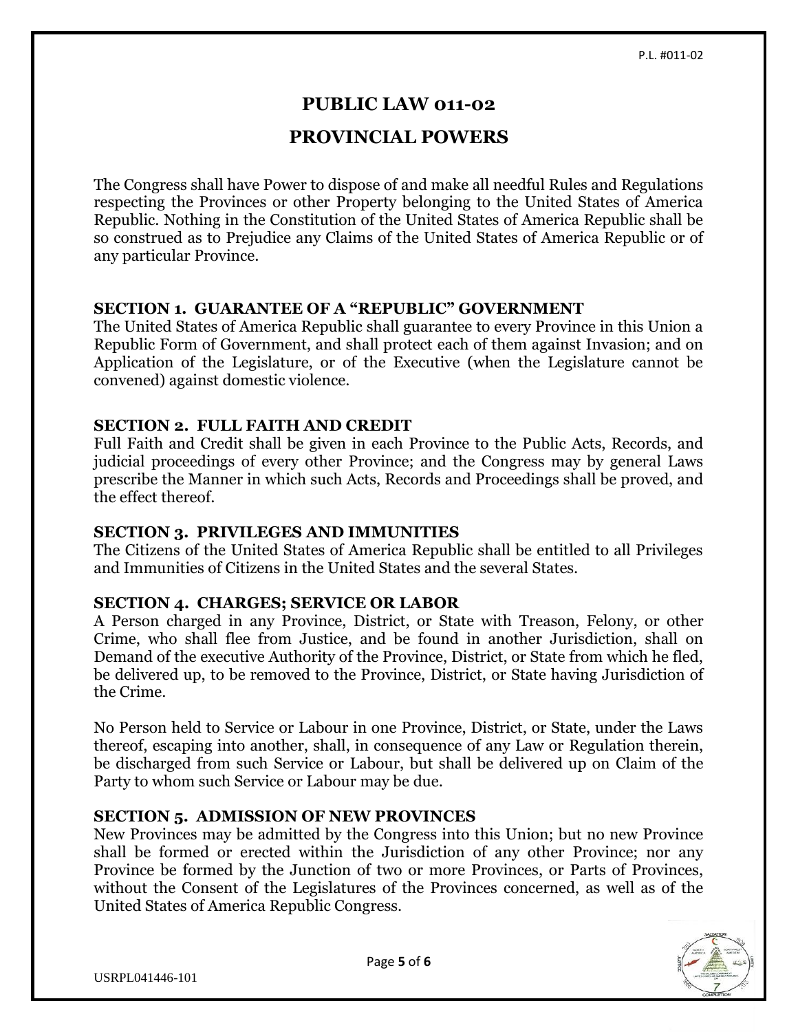# PUBLIC LAW 011-02

# PROVINCIAL POWERS

The Congress shall have Power to dispose of and make all needful Rules and Regulations respecting the Provinces or other Property belonging to the United States of America Republic. Nothing in the Constitution of the United States of America Republic shall be so construed as to Prejudice any Claims of the United States of America Republic or of any particular Province.

### SECTION 1. GUARANTEE OF A "REPUBLIC" GOVERNMENT

The United States of America Republic shall guarantee to every Province in this Union a Republic Form of Government, and shall protect each of them against Invasion; and on Application of the Legislature, or of the Executive (when the Legislature cannot be convened) against domestic violence.

### SECTION 2. FULL FAITH AND CREDIT

Full Faith and Credit shall be given in each Province to the Public Acts, Records, and judicial proceedings of every other Province; and the Congress may by general Laws prescribe the Manner in which such Acts, Records and Proceedings shall be proved, and the effect thereof.

### SECTION 3. PRIVILEGES AND IMMUNITIES

The Citizens of the United States of America Republic shall be entitled to all Privileges and Immunities of Citizens in the United States and the several States.

### SECTION 4. CHARGES; SERVICE OR LABOR

A Person charged in any Province, District, or State with Treason, Felony, or other Crime, who shall flee from Justice, and be found in another Jurisdiction, shall on Demand of the executive Authority of the Province, District, or State from which he fled, be delivered up, to be removed to the Province, District, or State having Jurisdiction of the Crime.

No Person held to Service or Labour in one Province, District, or State, under the Laws thereof, escaping into another, shall, in consequence of any Law or Regulation therein, be discharged from such Service or Labour, but shall be delivered up on Claim of the Party to whom such Service or Labour may be due.

### SECTION 5. ADMISSION OF NEW PROVINCES

New Provinces may be admitted by the Congress into this Union; but no new Province shall be formed or erected within the Jurisdiction of any other Province; nor any Province be formed by the Junction of two or more Provinces, or Parts of Provinces, without the Consent of the Legislatures of the Provinces concerned, as well as of the United States of America Republic Congress.

USRPL041446-101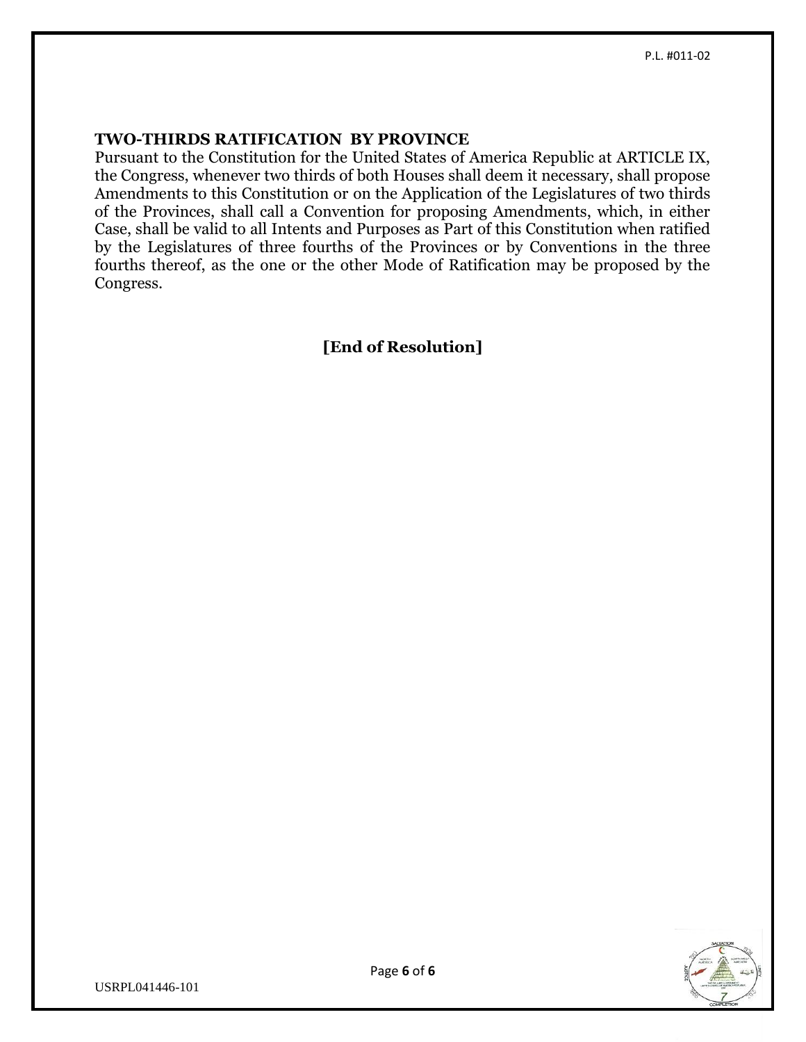**TWO-THIRDS RATIFICATION BY PROVINCE**

Pursuant to the Constitution for the United States of America Republic at ARTICLE IX, the Congress, whenever two thirds of both Houses shall deem it necessary, shall propose Amendments to this Constitution or on the Application of the Legislatures of two thirds of the Provinces, shall call a Convention for proposing Amendments, which, in either Case, shall be valid to all Intents and Purposes as Part of this Constitution when ratified by the Legislatures of three fourths of the Provinces or by Conventions in the three fourths thereof, as the one or the other Mode of Ratification may be proposed by the Congress.

**[End of Resolution]**

USRPL041446-101